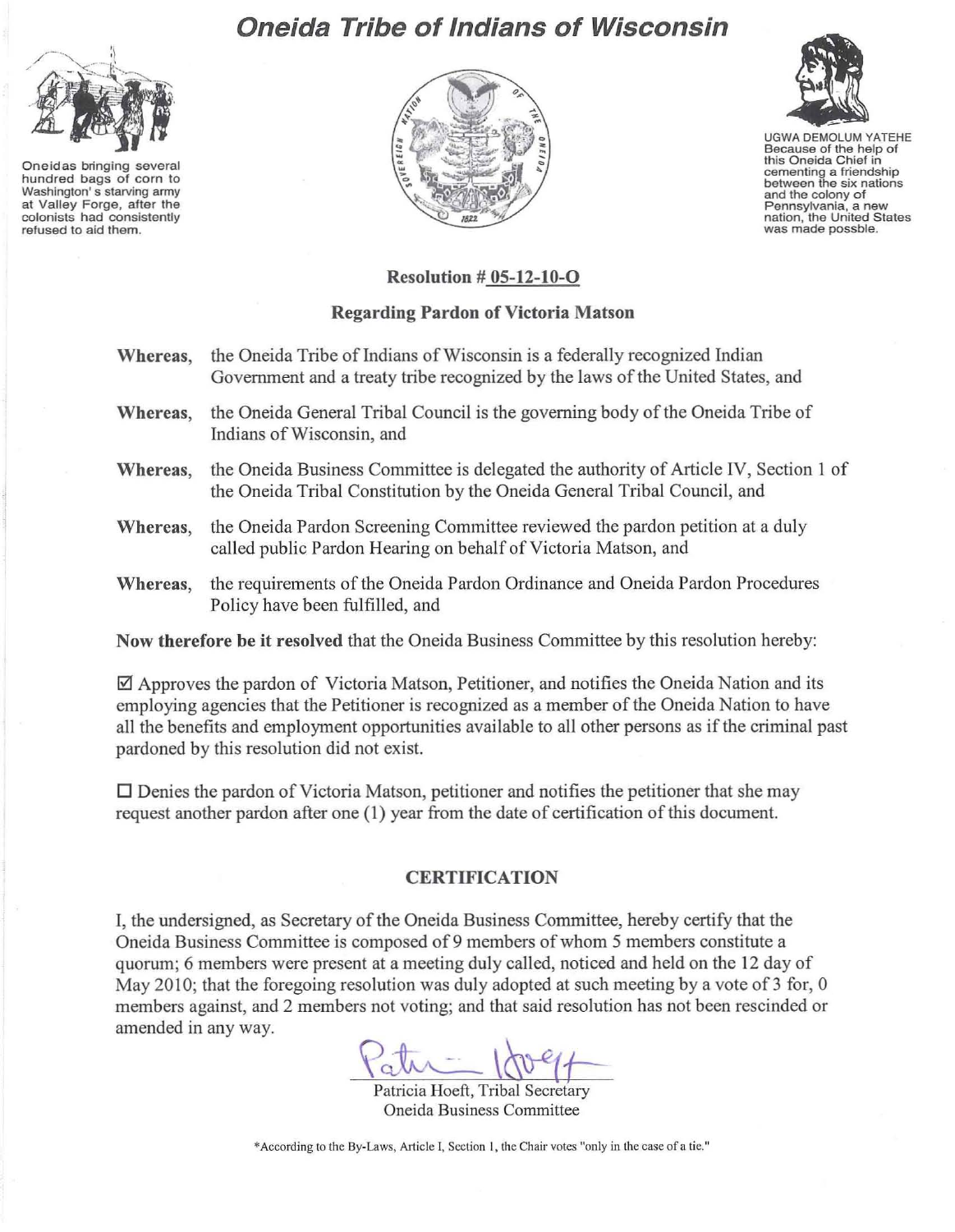# Oneida Tribe of Indians of Wisconsin

Oneidas bringing several hundred bags of corn to Washington's starving army at Valley Forge, after the colonists had consistently refused to aid them.

UGWA DEMOLUM YATEHE
Because of the help of this Oneida Chief in cementing a friendship between the six nations and the colony of Pennsylvania, a new nation, the United States was made possble.

**Resolution # 05-12-10-O**

**Regarding Pardon of Victoria Matson**

**Whereas,** the Oneida Tribe of Indians of Wisconsin is a federally recognized Indian Government and a treaty tribe recognized by the laws of the United States, and

**Whereas,** the Oneida General Tribal Council is the governing body of the Oneida Tribe of Indians of Wisconsin, and

**Whereas,** the Oneida Business Committee is delegated the authority of Article IV, Section 1 of the Oneida Tribal Constitution by the Oneida General Tribal Council, and

**Whereas,** the Oneida Pardon Screening Committee reviewed the pardon petition at a duly called public Pardon Hearing on behalf of Victoria Matson, and

**Whereas,** the requirements of the Oneida Pardon Ordinance and Oneida Pardon Procedures Policy have been fulfilled, and

**Now therefore be it resolved** that the Oneida Business Committee by this resolution hereby:

☑ Approves the pardon of Victoria Matson, Petitioner, and notifies the Oneida Nation and its employing agencies that the Petitioner is recognized as a member of the Oneida Nation to have all the benefits and employment opportunities available to all other persons as if the criminal past pardoned by this resolution did not exist.

☐ Denies the pardon of Victoria Matson, petitioner and notifies the petitioner that she may request another pardon after one (1) year from the date of certification of this document.

**CERTIFICATION**

I, the undersigned, as Secretary of the Oneida Business Committee, hereby certify that the Oneida Business Committee is composed of 9 members of whom 5 members constitute a quorum; 6 members were present at a meeting duly called, noticed and held on the 12 day of May 2010; that the foregoing resolution was duly adopted at such meeting by a vote of 3 for, 0 members against, and 2 members not voting; and that said resolution has not been rescinded or amended in any way.

Patricia Hoeft, Tribal Secretary
Oneida Business Committee

*According to the By-Laws, Article I, Section 1, the Chair votes "only in the case of a tie."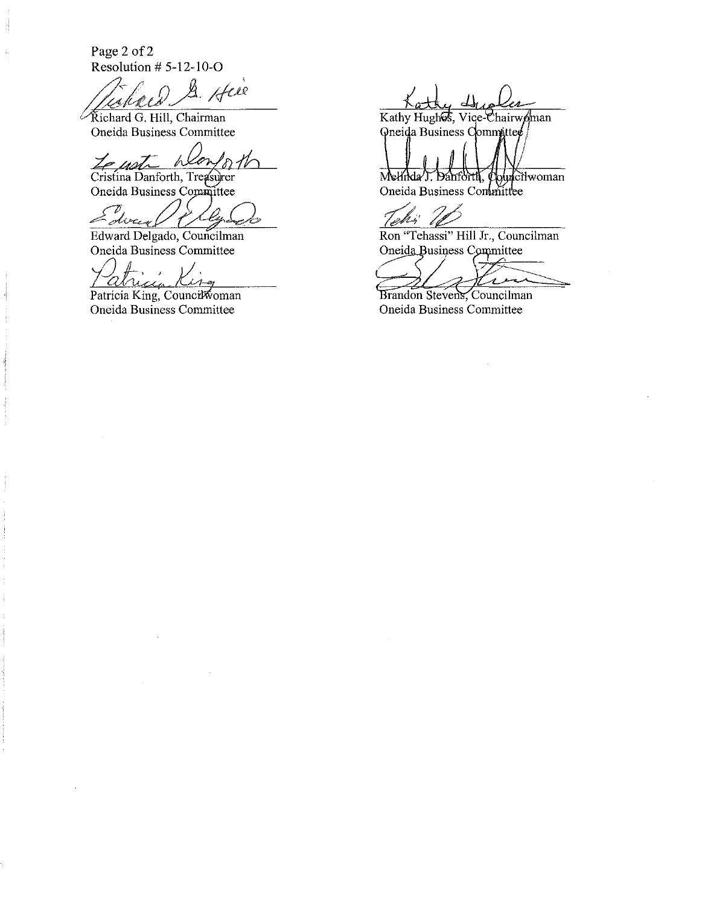Resolution # 5-12-10-O

Richard G. Hill, Chairman
Oneida Business Committee

Kathy Hughes, Vice-Chairwoman
Oneida Business Committee

Cristina Danforth, Treasurer
Oneida Business Committee

Melinda J. Danforth, Councilwoman
Oneida Business Committee

Edward Delgado, Councilman
Oneida Business Committee

Ron "Tehassi" Hill Jr., Councilman
Oneida Business Committee

Patricia King, Councilwoman
Oneida Business Committee

Brandon Stevens, Councilman
Oneida Business Committee